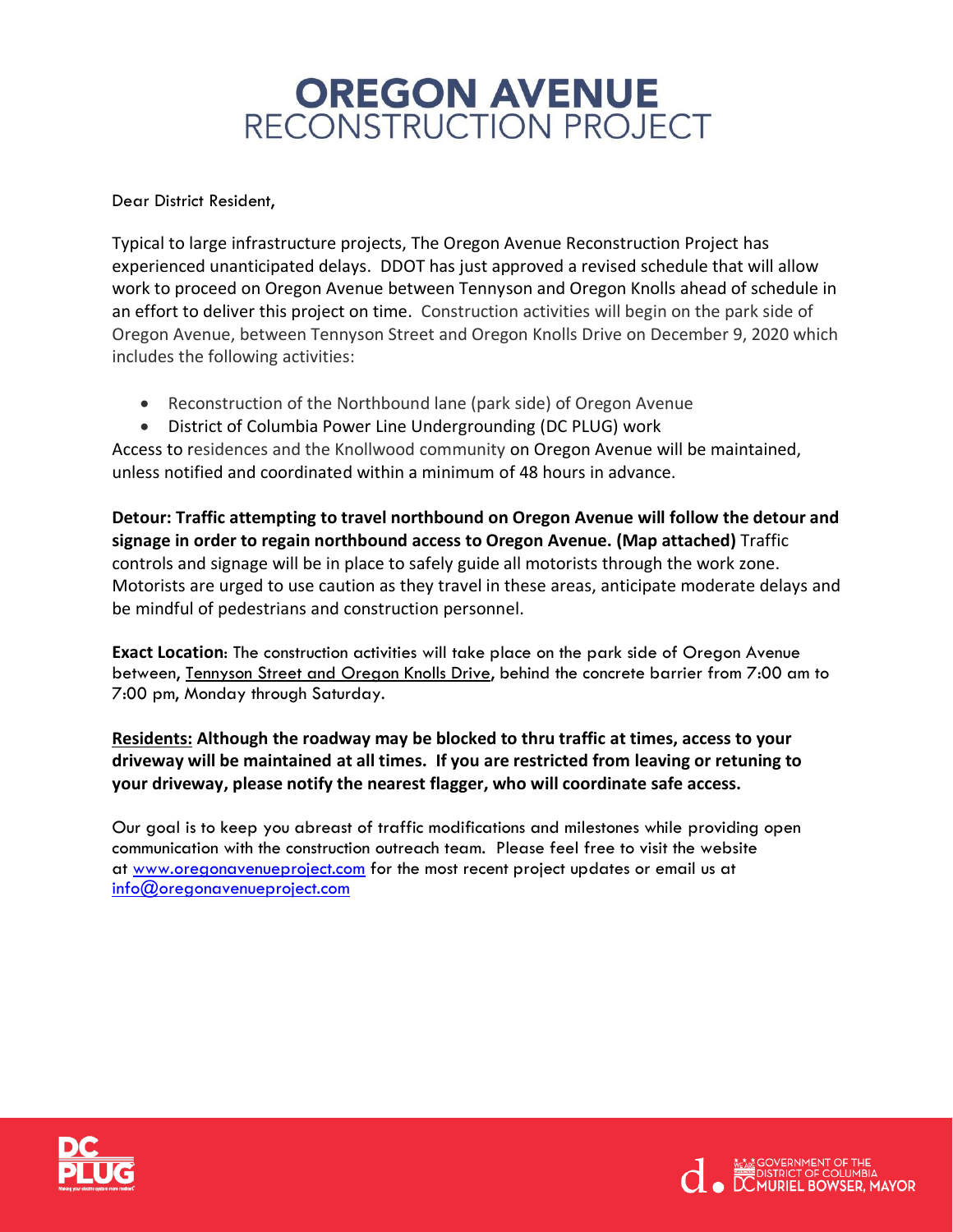# OREGON AVENUE
## RECONSTRUCTION PROJECT

Dear District Resident,

Typical to large infrastructure projects, The Oregon Avenue Reconstruction Project has experienced unanticipated delays. DDOT has just approved a revised schedule that will allow work to proceed on Oregon Avenue between Tennyson and Oregon Knolls ahead of schedule in an effort to deliver this project on time. Construction activities will begin on the park side of Oregon Avenue, between Tennyson Street and Oregon Knolls Drive on December 9, 2020 which includes the following activities:

- Reconstruction of the Northbound lane (park side) of Oregon Avenue
- District of Columbia Power Line Undergrounding (DC PLUG) work

Access to residences and the Knollwood community on Oregon Avenue will be maintained, unless notified and coordinated within a minimum of 48 hours in advance.

**Detour: Traffic attempting to travel northbound on Oregon Avenue will follow the detour and signage in order to regain northbound access to Oregon Avenue. (Map attached)** Traffic controls and signage will be in place to safely guide all motorists through the work zone. Motorists are urged to use caution as they travel in these areas, anticipate moderate delays and be mindful of pedestrians and construction personnel.

**Exact Location**: The construction activities will take place on the park side of Oregon Avenue between, Tennyson Street and Oregon Knolls Drive, behind the concrete barrier from 7:00 am to 7:00 pm, Monday through Saturday.

**Residents: Although the roadway may be blocked to thru traffic at times, access to your driveway will be maintained at all times. If you are restricted from leaving or retuning to your driveway, please notify the nearest flagger, who will coordinate safe access.**

Our goal is to keep you abreast of traffic modifications and milestones while providing open communication with the construction outreach team. Please feel free to visit the website at www.oregonavenueproject.com for the most recent project updates or email us at info@oregonavenueproject.com

DC PLUG

GOVERNMENT OF THE DISTRICT OF COLUMBIA
DC MURIEL BOWSER, MAYOR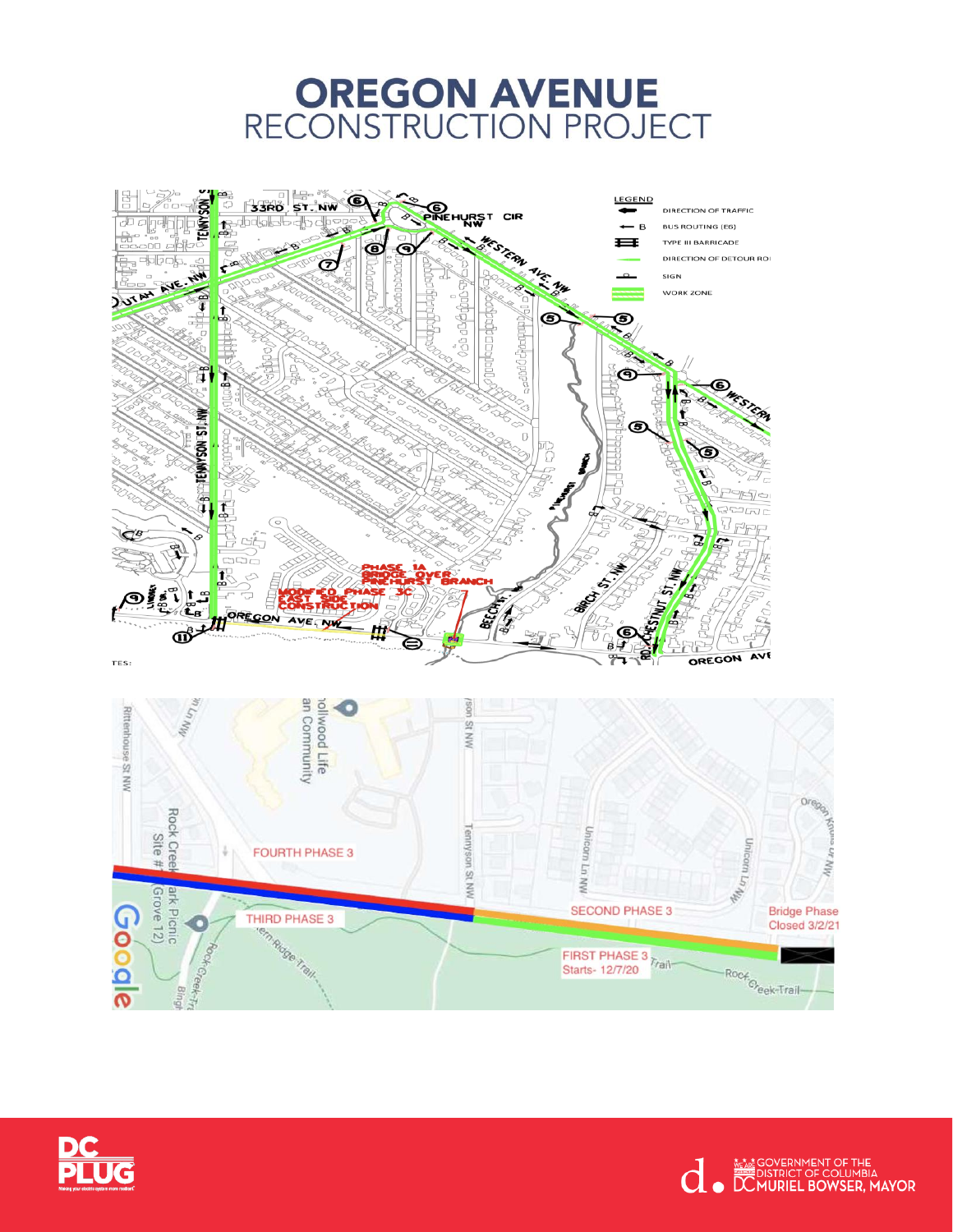# OREGON AVENUE
## RECONSTRUCTION PROJECT

LEGEND
DIRECTION OF TRAFFIC
B BUS ROUTING (E6)
TYPE III BARRICADE
DIRECTION OF DETOUR ROUTE
SIGN
WORK ZONE

33RD ST. NW
PINEHURST CIR NW
WESTERN AVE. NW
UTAH AVE. NW
TENNYSON ST. NW
BEECH ST.
BIRCH ST. NW
CHESTNUT ST. NW
OREGON AVE. NW
OREGON AVE
PHASE 1A BRIDGE OVER PINEHURST BRANCH
MODIFIED PHASE 3C EAST SIDE CONSTRUCTION

FOURTH PHASE 3
THIRD PHASE 3
SECOND PHASE 3
FIRST PHASE 3
Starts- 12/7/20
Bridge Phase
Closed 3/2/21